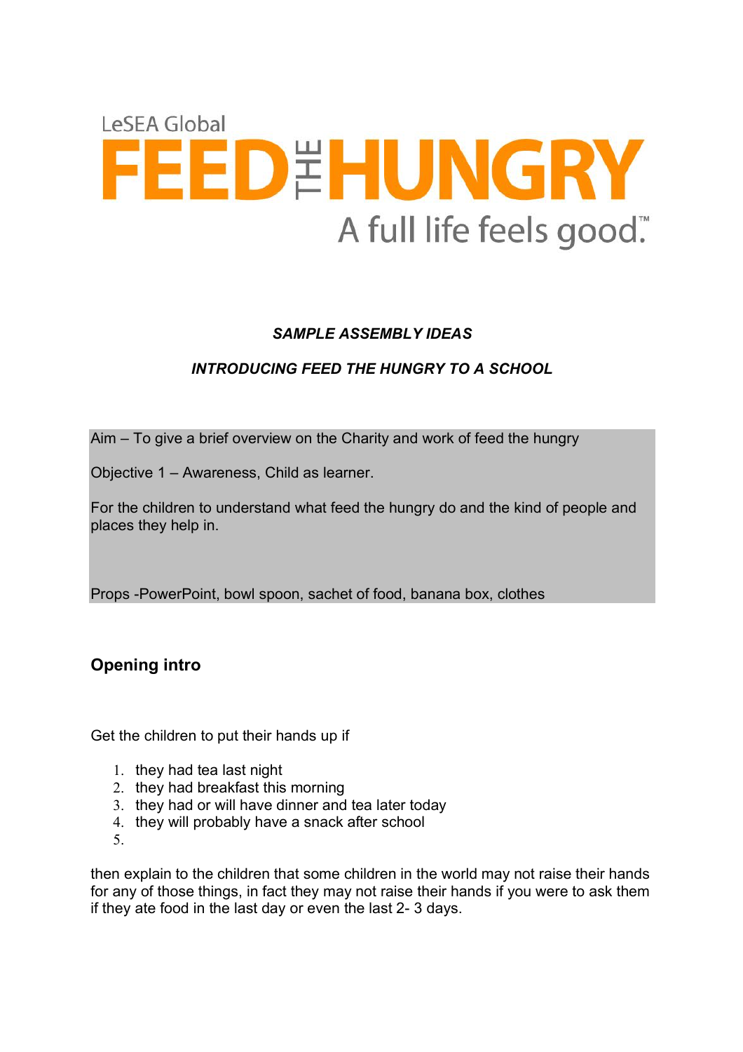LeSEA Global

# FEED THE HUNGRY

A full life feels good.™

***SAMPLE ASSEMBLY IDEAS***

***INTRODUCING FEED THE HUNGRY TO A SCHOOL***

Aim – To give a brief overview on the Charity and work of feed the hungry

Objective 1 – Awareness, Child as learner.

For the children to understand what feed the hungry do and the kind of people and places they help in.

Props -PowerPoint, bowl spoon, sachet of food, banana box, clothes

## Opening intro

Get the children to put their hands up if

1. they had tea last night
2. they had breakfast this morning
3. they had or will have dinner and tea later today
4. they will probably have a snack after school
5.

then explain to the children that some children in the world may not raise their hands for any of those things, in fact they may not raise their hands if you were to ask them if they ate food in the last day or even the last 2- 3 days.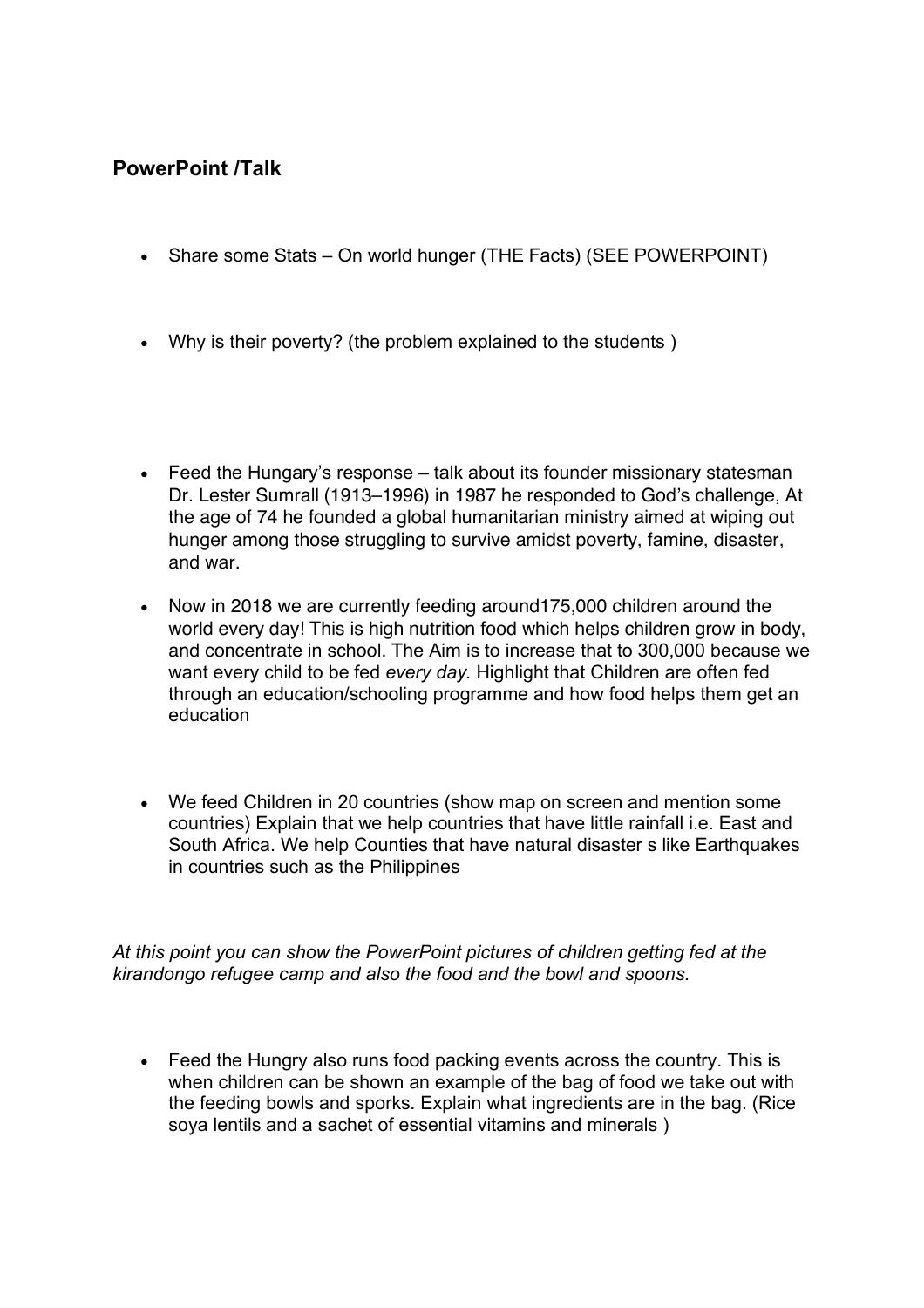## PowerPoint /Talk

- Share some Stats – On world hunger (THE Facts) (SEE POWERPOINT)

- Why is their poverty? (the problem explained to the students )

- Feed the Hungary's response – talk about its founder missionary statesman Dr. Lester Sumrall (1913–1996) in 1987 he responded to God's challenge, At the age of 74 he founded a global humanitarian ministry aimed at wiping out hunger among those struggling to survive amidst poverty, famine, disaster, and war.

- Now in 2018 we are currently feeding around175,000 children around the world every day! This is high nutrition food which helps children grow in body, and concentrate in school. The Aim is to increase that to 300,000 because we want every child to be fed *every day.* Highlight that Children are often fed through an education/schooling programme and how food helps them get an education

- We feed Children in 20 countries (show map on screen and mention some countries) Explain that we help countries that have little rainfall i.e. East and South Africa. We help Counties that have natural disaster s like Earthquakes in countries such as the Philippines

*At this point you can show the PowerPoint pictures of children getting fed at the kirandongo refugee camp and also the food and the bowl and spoons.*

- Feed the Hungry also runs food packing events across the country. This is when children can be shown an example of the bag of food we take out with the feeding bowls and sporks. Explain what ingredients are in the bag. (Rice soya lentils and a sachet of essential vitamins and minerals )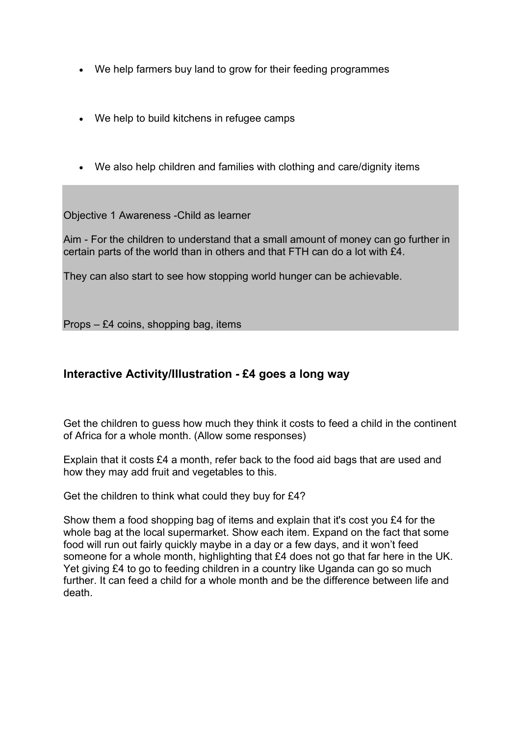- We help farmers buy land to grow for their feeding programmes

- We help to build kitchens in refugee camps

- We also help children and families with clothing and care/dignity items

Objective 1 Awareness -Child as learner

Aim - For the children to understand that a small amount of money can go further in certain parts of the world than in others and that FTH can do a lot with £4.

They can also start to see how stopping world hunger can be achievable.

Props – £4 coins, shopping bag, items

## Interactive Activity/Illustration - £4 goes a long way

Get the children to guess how much they think it costs to feed a child in the continent of Africa for a whole month. (Allow some responses)

Explain that it costs £4 a month, refer back to the food aid bags that are used and how they may add fruit and vegetables to this.

Get the children to think what could they buy for £4?

Show them a food shopping bag of items and explain that it's cost you £4 for the whole bag at the local supermarket. Show each item. Expand on the fact that some food will run out fairly quickly maybe in a day or a few days, and it won't feed someone for a whole month, highlighting that £4 does not go that far here in the UK. Yet giving £4 to go to feeding children in a country like Uganda can go so much further. It can feed a child for a whole month and be the difference between life and death.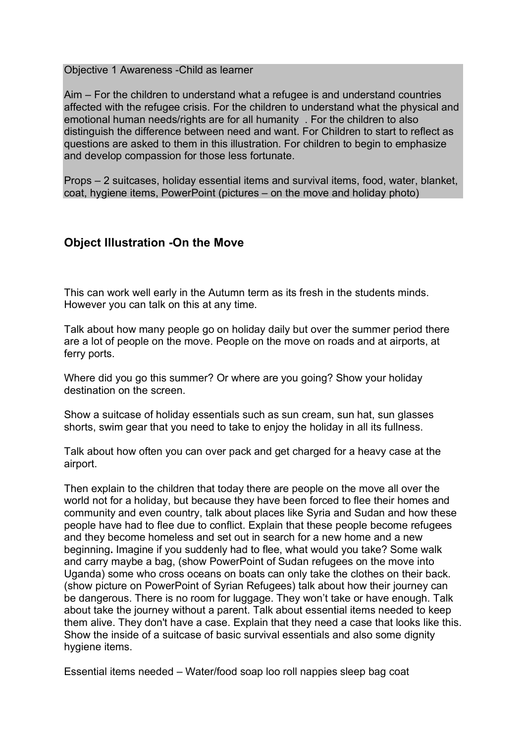Objective 1 Awareness -Child as learner

Aim – For the children to understand what a refugee is and understand countries affected with the refugee crisis. For the children to understand what the physical and emotional human needs/rights are for all humanity . For the children to also distinguish the difference between need and want. For Children to start to reflect as questions are asked to them in this illustration. For children to begin to emphasize and develop compassion for those less fortunate.

Props – 2 suitcases, holiday essential items and survival items, food, water, blanket, coat, hygiene items, PowerPoint (pictures – on the move and holiday photo)

## Object Illustration -On the Move

This can work well early in the Autumn term as its fresh in the students minds. However you can talk on this at any time.

Talk about how many people go on holiday daily but over the summer period there are a lot of people on the move. People on the move on roads and at airports, at ferry ports.

Where did you go this summer? Or where are you going? Show your holiday destination on the screen.

Show a suitcase of holiday essentials such as sun cream, sun hat, sun glasses shorts, swim gear that you need to take to enjoy the holiday in all its fullness.

Talk about how often you can over pack and get charged for a heavy case at the airport.

Then explain to the children that today there are people on the move all over the world not for a holiday, but because they have been forced to flee their homes and community and even country, talk about places like Syria and Sudan and how these people have had to flee due to conflict. Explain that these people become refugees and they become homeless and set out in search for a new home and a new beginning**.** Imagine if you suddenly had to flee, what would you take? Some walk and carry maybe a bag, (show PowerPoint of Sudan refugees on the move into Uganda) some who cross oceans on boats can only take the clothes on their back. (show picture on PowerPoint of Syrian Refugees) talk about how their journey can be dangerous. There is no room for luggage. They won't take or have enough. Talk about take the journey without a parent. Talk about essential items needed to keep them alive. They don't have a case. Explain that they need a case that looks like this. Show the inside of a suitcase of basic survival essentials and also some dignity hygiene items.

Essential items needed – Water/food soap loo roll nappies sleep bag coat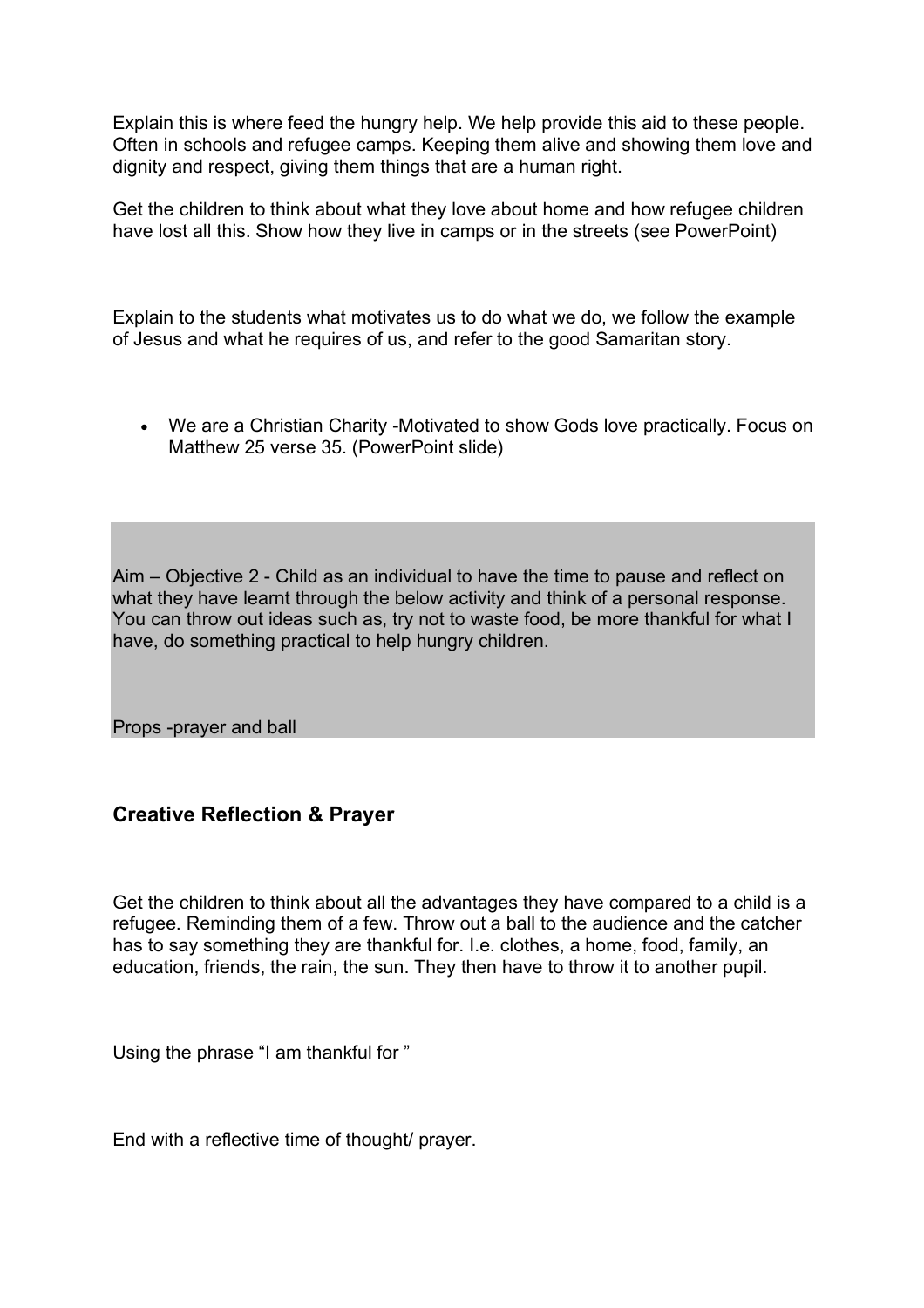Explain this is where feed the hungry help. We help provide this aid to these people. Often in schools and refugee camps. Keeping them alive and showing them love and dignity and respect, giving them things that are a human right.

Get the children to think about what they love about home and how refugee children have lost all this. Show how they live in camps or in the streets (see PowerPoint)

Explain to the students what motivates us to do what we do, we follow the example of Jesus and what he requires of us, and refer to the good Samaritan story.

- We are a Christian Charity -Motivated to show Gods love practically. Focus on Matthew 25 verse 35. (PowerPoint slide)

Aim – Objective 2 - Child as an individual to have the time to pause and reflect on what they have learnt through the below activity and think of a personal response. You can throw out ideas such as, try not to waste food, be more thankful for what I have, do something practical to help hungry children.

Props -prayer and ball

## Creative Reflection & Prayer

Get the children to think about all the advantages they have compared to a child is a refugee. Reminding them of a few. Throw out a ball to the audience and the catcher has to say something they are thankful for. I.e. clothes, a home, food, family, an education, friends, the rain, the sun. They then have to throw it to another pupil.

Using the phrase "I am thankful for "

End with a reflective time of thought/ prayer.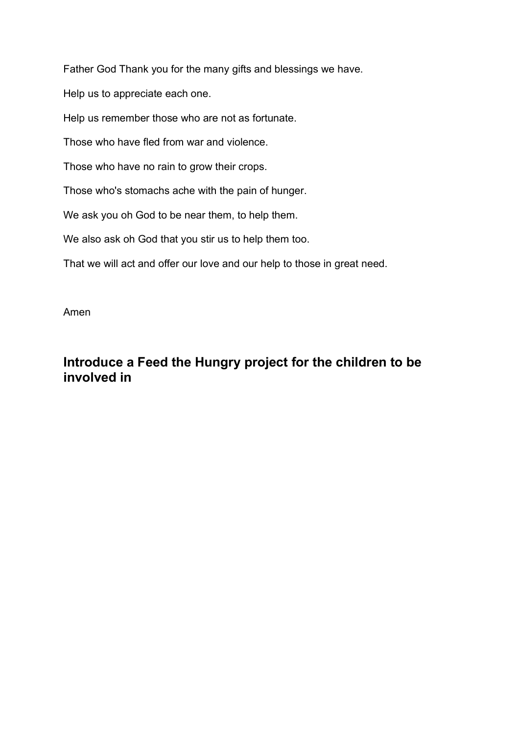Father God Thank you for the many gifts and blessings we have.

Help us to appreciate each one.

Help us remember those who are not as fortunate.

Those who have fled from war and violence.

Those who have no rain to grow their crops.

Those who's stomachs ache with the pain of hunger.

We ask you oh God to be near them, to help them.

We also ask oh God that you stir us to help them too.

That we will act and offer our love and our help to those in great need.

Amen

## Introduce a Feed the Hungry project for the children to be involved in